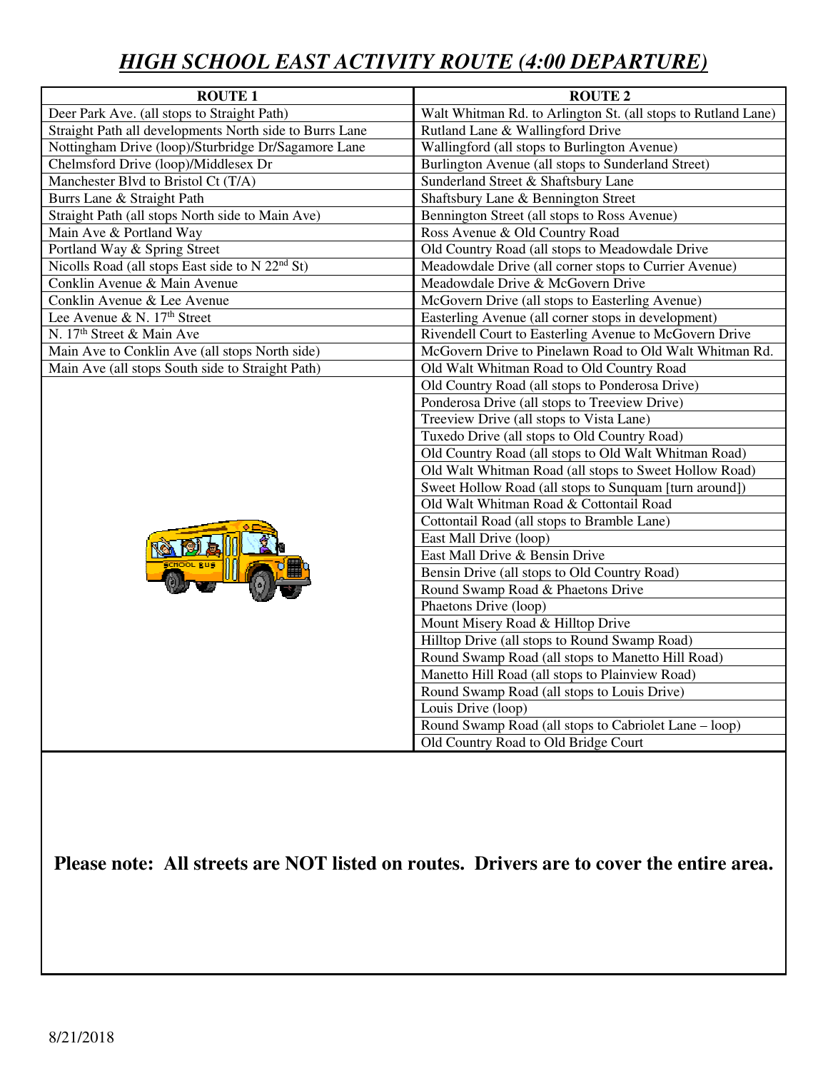# *HIGH SCHOOL EAST ACTIVITY ROUTE (4:00 DEPARTURE)*

| ROUTE 1 | ROUTE 2 |
|---|---|
| Deer Park Ave. (all stops to Straight Path) | Walt Whitman Rd. to Arlington St. (all stops to Rutland Lane) |
| Straight Path all developments North side to Burrs Lane | Rutland Lane & Wallingford Drive |
| Nottingham Drive (loop)/Sturbridge Dr/Sagamore Lane | Wallingford (all stops to Burlington Avenue) |
| Chelmsford Drive (loop)/Middlesex Dr | Burlington Avenue (all stops to Sunderland Street) |
| Manchester Blvd to Bristol Ct (T/A) | Sunderland Street & Shaftsbury Lane |
| Burrs Lane & Straight Path | Shaftsbury Lane & Bennington Street |
| Straight Path (all stops North side to Main Ave) | Bennington Street (all stops to Ross Avenue) |
| Main Ave & Portland Way | Ross Avenue & Old Country Road |
| Portland Way & Spring Street | Old Country Road (all stops to Meadowdale Drive |
| Nicolls Road (all stops East side to N 22nd St) | Meadowdale Drive (all corner stops to Currier Avenue) |
| Conklin Avenue & Main Avenue | Meadowdale Drive & McGovern Drive |
| Conklin Avenue & Lee Avenue | McGovern Drive (all stops to Easterling Avenue) |
| Lee Avenue & N. 17th Street | Easterling Avenue (all corner stops in development) |
| N. 17th Street & Main Ave | Rivendell Court to Easterling Avenue to McGovern Drive |
| Main Ave to Conklin Ave (all stops North side) | McGovern Drive to Pinelawn Road to Old Walt Whitman Rd. |
| Main Ave (all stops South side to Straight Path) | Old Walt Whitman Road to Old Country Road |
| | Old Country Road (all stops to Ponderosa Drive) |
| | Ponderosa Drive (all stops to Treeview Drive) |
| | Treeview Drive (all stops to Vista Lane) |
| | Tuxedo Drive (all stops to Old Country Road) |
| | Old Country Road (all stops to Old Walt Whitman Road) |
| | Old Walt Whitman Road (all stops to Sweet Hollow Road) |
| | Sweet Hollow Road (all stops to Sunquam [turn around]) |
| | Old Walt Whitman Road & Cottontail Road |
| | Cottontail Road (all stops to Bramble Lane) |
| | East Mall Drive (loop) |
| | East Mall Drive & Bensin Drive |
| | Bensin Drive (all stops to Old Country Road) |
| | Round Swamp Road & Phaetons Drive |
| | Phaetons Drive (loop) |
| | Mount Misery Road & Hilltop Drive |
| | Hilltop Drive (all stops to Round Swamp Road) |
| | Round Swamp Road (all stops to Manetto Hill Road) |
| | Manetto Hill Road (all stops to Plainview Road) |
| | Round Swamp Road (all stops to Louis Drive) |
| | Louis Drive (loop) |
| | Round Swamp Road (all stops to Cabriolet Lane – loop) |
| | Old Country Road to Old Bridge Court |

**Please note: All streets are NOT listed on routes. Drivers are to cover the entire area.**

8/21/2018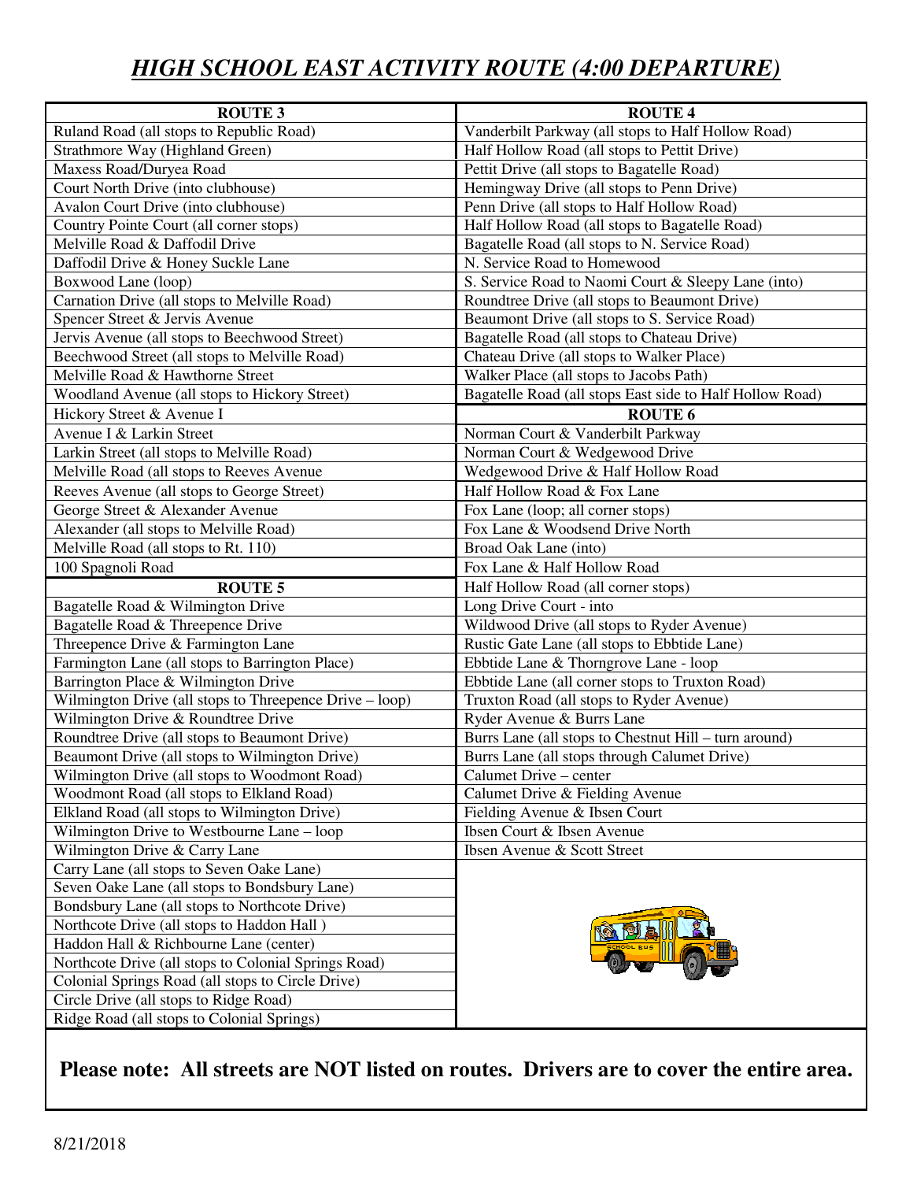# *HIGH SCHOOL EAST ACTIVITY ROUTE (4:00 DEPARTURE)*

| ROUTE 3 | ROUTE 4 |
|---|---|
| Ruland Road (all stops to Republic Road) | Vanderbilt Parkway (all stops to Half Hollow Road) |
| Strathmore Way (Highland Green) | Half Hollow Road (all stops to Pettit Drive) |
| Maxess Road/Duryea Road | Pettit Drive (all stops to Bagatelle Road) |
| Court North Drive (into clubhouse) | Hemingway Drive (all stops to Penn Drive) |
| Avalon Court Drive (into clubhouse) | Penn Drive (all stops to Half Hollow Road) |
| Country Pointe Court (all corner stops) | Half Hollow Road (all stops to Bagatelle Road) |
| Melville Road & Daffodil Drive | Bagatelle Road (all stops to N. Service Road) |
| Daffodil Drive & Honey Suckle Lane | N. Service Road to Homewood |
| Boxwood Lane (loop) | S. Service Road to Naomi Court & Sleepy Lane (into) |
| Carnation Drive (all stops to Melville Road) | Roundtree Drive (all stops to Beaumont Drive) |
| Spencer Street & Jervis Avenue | Beaumont Drive (all stops to S. Service Road) |
| Jervis Avenue (all stops to Beechwood Street) | Bagatelle Road (all stops to Chateau Drive) |
| Beechwood Street (all stops to Melville Road) | Chateau Drive (all stops to Walker Place) |
| Melville Road & Hawthorne Street | Walker Place (all stops to Jacobs Path) |
| Woodland Avenue (all stops to Hickory Street) | Bagatelle Road (all stops East side to Half Hollow Road) |
| Hickory Street & Avenue I | **ROUTE 6** |
| Avenue I & Larkin Street | Norman Court & Vanderbilt Parkway |
| Larkin Street (all stops to Melville Road) | Norman Court & Wedgewood Drive |
| Melville Road (all stops to Reeves Avenue | Wedgewood Drive & Half Hollow Road |
| Reeves Avenue (all stops to George Street) | Half Hollow Road & Fox Lane |
| George Street & Alexander Avenue | Fox Lane (loop; all corner stops) |
| Alexander (all stops to Melville Road) | Fox Lane & Woodsend Drive North |
| Melville Road (all stops to Rt. 110) | Broad Oak Lane (into) |
| 100 Spagnoli Road | Fox Lane & Half Hollow Road |
| **ROUTE 5** | Half Hollow Road (all corner stops) |
| Bagatelle Road & Wilmington Drive | Long Drive Court - into |
| Bagatelle Road & Threepence Drive | Wildwood Drive (all stops to Ryder Avenue) |
| Threepence Drive & Farmington Lane | Rustic Gate Lane (all stops to Ebbtide Lane) |
| Farmington Lane (all stops to Barrington Place) | Ebbtide Lane & Thorngrove Lane - loop |
| Barrington Place & Wilmington Drive | Ebbtide Lane (all corner stops to Truxton Road) |
| Wilmington Drive (all stops to Threepence Drive – loop) | Truxton Road (all stops to Ryder Avenue) |
| Wilmington Drive & Roundtree Drive | Ryder Avenue & Burrs Lane |
| Roundtree Drive (all stops to Beaumont Drive) | Burrs Lane (all stops to Chestnut Hill – turn around) |
| Beaumont Drive (all stops to Wilmington Drive) | Burrs Lane (all stops through Calumet Drive) |
| Wilmington Drive (all stops to Woodmont Road) | Calumet Drive – center |
| Woodmont Road (all stops to Elkland Road) | Calumet Drive & Fielding Avenue |
| Elkland Road (all stops to Wilmington Drive) | Fielding Avenue & Ibsen Court |
| Wilmington Drive to Westbourne Lane – loop | Ibsen Court & Ibsen Avenue |
| Wilmington Drive & Carry Lane | Ibsen Avenue & Scott Street |
| Carry Lane (all stops to Seven Oake Lane) | |
| Seven Oake Lane (all stops to Bondsbury Lane) | |
| Bondsbury Lane (all stops to Northcote Drive) | |
| Northcote Drive (all stops to Haddon Hall ) | |
| Haddon Hall & Richbourne Lane (center) | |
| Northcote Drive (all stops to Colonial Springs Road) | |
| Colonial Springs Road (all stops to Circle Drive) | |
| Circle Drive (all stops to Ridge Road) | |
| Ridge Road (all stops to Colonial Springs) | |

**Please note: All streets are NOT listed on routes. Drivers are to cover the entire area.**

8/21/2018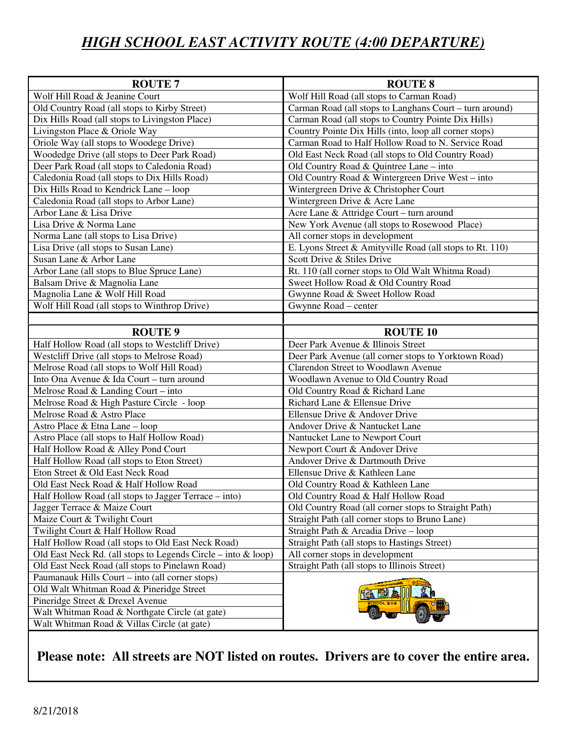# *HIGH SCHOOL EAST ACTIVITY ROUTE (4:00 DEPARTURE)*

| ROUTE 7 | ROUTE 8 |
|---|---|
| Wolf Hill Road & Jeanine Court | Wolf Hill Road (all stops to Carman Road) |
| Old Country Road (all stops to Kirby Street) | Carman Road (all stops to Langhans Court – turn around) |
| Dix Hills Road (all stops to Livingston Place) | Carman Road (all stops to Country Pointe Dix Hills) |
| Livingston Place & Oriole Way | Country Pointe Dix Hills (into, loop all corner stops) |
| Oriole Way (all stops to Woodege Drive) | Carman Road to Half Hollow Road to N. Service Road |
| Woodedge Drive (all stops to Deer Park Road) | Old East Neck Road (all stops to Old Country Road) |
| Deer Park Road (all stops to Caledonia Road) | Old Country Road & Quintree Lane – into |
| Caledonia Road (all stops to Dix Hills Road) | Old Country Road & Wintergreen Drive West – into |
| Dix Hills Road to Kendrick Lane – loop | Wintergreen Drive & Christopher Court |
| Caledonia Road (all stops to Arbor Lane) | Wintergreen Drive & Acre Lane |
| Arbor Lane & Lisa Drive | Acre Lane & Attridge Court – turn around |
| Lisa Drive & Norma Lane | New York Avenue (all stops to Rosewood Place) |
| Norma Lane (all stops to Lisa Drive) | All corner stops in development |
| Lisa Drive (all stops to Susan Lane) | E. Lyons Street & Amityville Road (all stops to Rt. 110) |
| Susan Lane & Arbor Lane | Scott Drive & Stiles Drive |
| Arbor Lane (all stops to Blue Spruce Lane) | Rt. 110 (all corner stops to Old Walt Whitma Road) |
| Balsam Drive & Magnolia Lane | Sweet Hollow Road & Old Country Road |
| Magnolia Lane & Wolf Hill Road | Gwynne Road & Sweet Hollow Road |
| Wolf Hill Road (all stops to Winthrop Drive) | Gwynne Road – center |

| ROUTE 9 | ROUTE 10 |
|---|---|
| Half Hollow Road (all stops to Westcliff Drive) | Deer Park Avenue & Illinois Street |
| Westcliff Drive (all stops to Melrose Road) | Deer Park Avenue (all corner stops to Yorktown Road) |
| Melrose Road (all stops to Wolf Hill Road) | Clarendon Street to Woodlawn Avenue |
| Into Ona Avenue & Ida Court – turn around | Woodlawn Avenue to Old Country Road |
| Melrose Road & Landing Court – into | Old Country Road & Richard Lane |
| Melrose Road & High Pasture Circle - loop | Richard Lane & Ellensue Drive |
| Melrose Road & Astro Place | Ellensue Drive & Andover Drive |
| Astro Place & Etna Lane – loop | Andover Drive & Nantucket Lane |
| Astro Place (all stops to Half Hollow Road) | Nantucket Lane to Newport Court |
| Half Hollow Road & Alley Pond Court | Newport Court & Andover Drive |
| Half Hollow Road (all stops to Eton Street) | Andover Drive & Dartmouth Drive |
| Eton Street & Old East Neck Road | Ellensue Drive & Kathleen Lane |
| Old East Neck Road & Half Hollow Road | Old Country Road & Kathleen Lane |
| Half Hollow Road (all stops to Jagger Terrace – into) | Old Country Road & Half Hollow Road |
| Jagger Terrace & Maize Court | Old Country Road (all corner stops to Straight Path) |
| Maize Court & Twilight Court | Straight Path (all corner stops to Bruno Lane) |
| Twilight Court & Half Hollow Road | Straight Path & Arcadia Drive – loop |
| Half Hollow Road (all stops to Old East Neck Road) | Straight Path (all stops to Hastings Street) |
| Old East Neck Rd. (all stops to Legends Circle – into & loop) | All corner stops in development |
| Old East Neck Road (all stops to Pinelawn Road) | Straight Path (all stops to Illinois Street) |
| Paumanauk Hills Court – into (all corner stops) | |
| Old Walt Whitman Road & Pineridge Street | |
| Pineridge Street & Drexel Avenue | |
| Walt Whitman Road & Northgate Circle (at gate) | |
| Walt Whitman Road & Villas Circle (at gate) | |

**Please note: All streets are NOT listed on routes. Drivers are to cover the entire area.**

8/21/2018